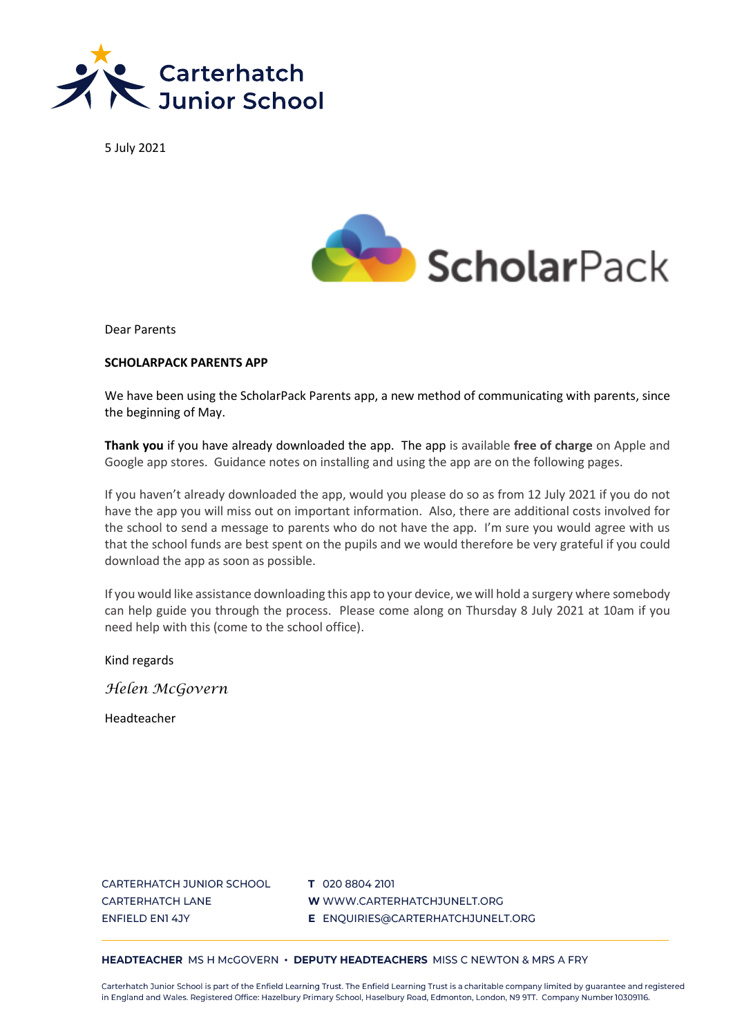Carterhatch Junior School

5 July 2021

ScholarPack

Dear Parents

**SCHOLARPACK PARENTS APP**

We have been using the ScholarPack Parents app, a new method of communicating with parents, since the beginning of May.

**Thank you** if you have already downloaded the app. The app is available **free of charge** on Apple and Google app stores. Guidance notes on installing and using the app are on the following pages.

If you haven't already downloaded the app, would you please do so as from 12 July 2021 if you do not have the app you will miss out on important information. Also, there are additional costs involved for the school to send a message to parents who do not have the app. I'm sure you would agree with us that the school funds are best spent on the pupils and we would therefore be very grateful if you could download the app as soon as possible.

If you would like assistance downloading this app to your device, we will hold a surgery where somebody can help guide you through the process. Please come along on Thursday 8 July 2021 at 10am if you need help with this (come to the school office).

Kind regards

*Helen McGovern*

Headteacher

CARTERHATCH JUNIOR SCHOOL
CARTERHATCH LANE
ENFIELD EN1 4JY

**T** 020 8804 2101
**W** WWW.CARTERHATCHJUNELT.ORG
**E** ENQUIRIES@CARTERHATCHJUNELT.ORG

**HEADTEACHER** MS H McGOVERN • **DEPUTY HEADTEACHERS** MISS C NEWTON & MRS A FRY

Carterhatch Junior School is part of the Enfield Learning Trust. The Enfield Learning Trust is a charitable company limited by guarantee and registered in England and Wales. Registered Office: Hazelbury Primary School, Haselbury Road, Edmonton, London, N9 9TT. Company Number 10309116.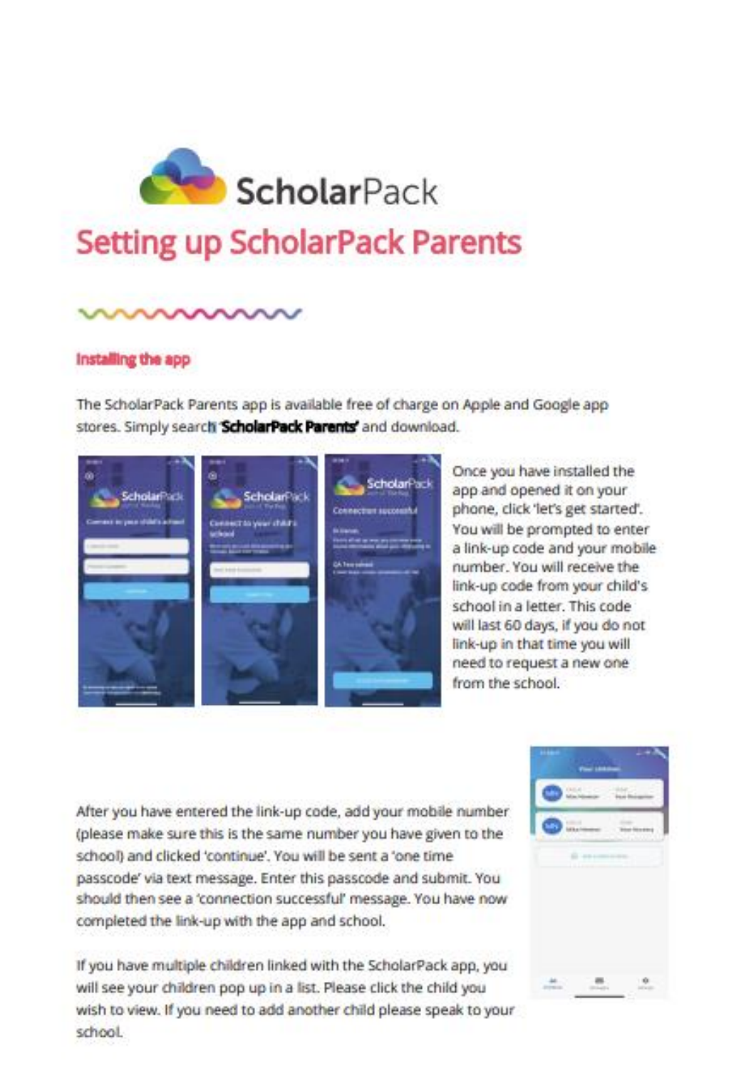# ScholarPack

## Setting up ScholarPack Parents

### Installing the app

The ScholarPack Parents app is available free of charge on Apple and Google app stores. Simply search '**ScholarPack Parents**' and download.

Once you have installed the app and opened it on your phone, click 'let's get started'. You will be prompted to enter a link-up code and your mobile number. You will receive the link-up code from your child's school in a letter. This code will last 60 days, if you do not link-up in that time you will need to request a new one from the school.

After you have entered the link-up code, add your mobile number (please make sure this is the same number you have given to the school) and clicked 'continue'. You will be sent a 'one time passcode' via text message. Enter this passcode and submit. You should then see a 'connection successful' message. You have now completed the link-up with the app and school.

If you have multiple children linked with the ScholarPack app, you will see your children pop up in a list. Please click the child you wish to view. If you need to add another child please speak to your school.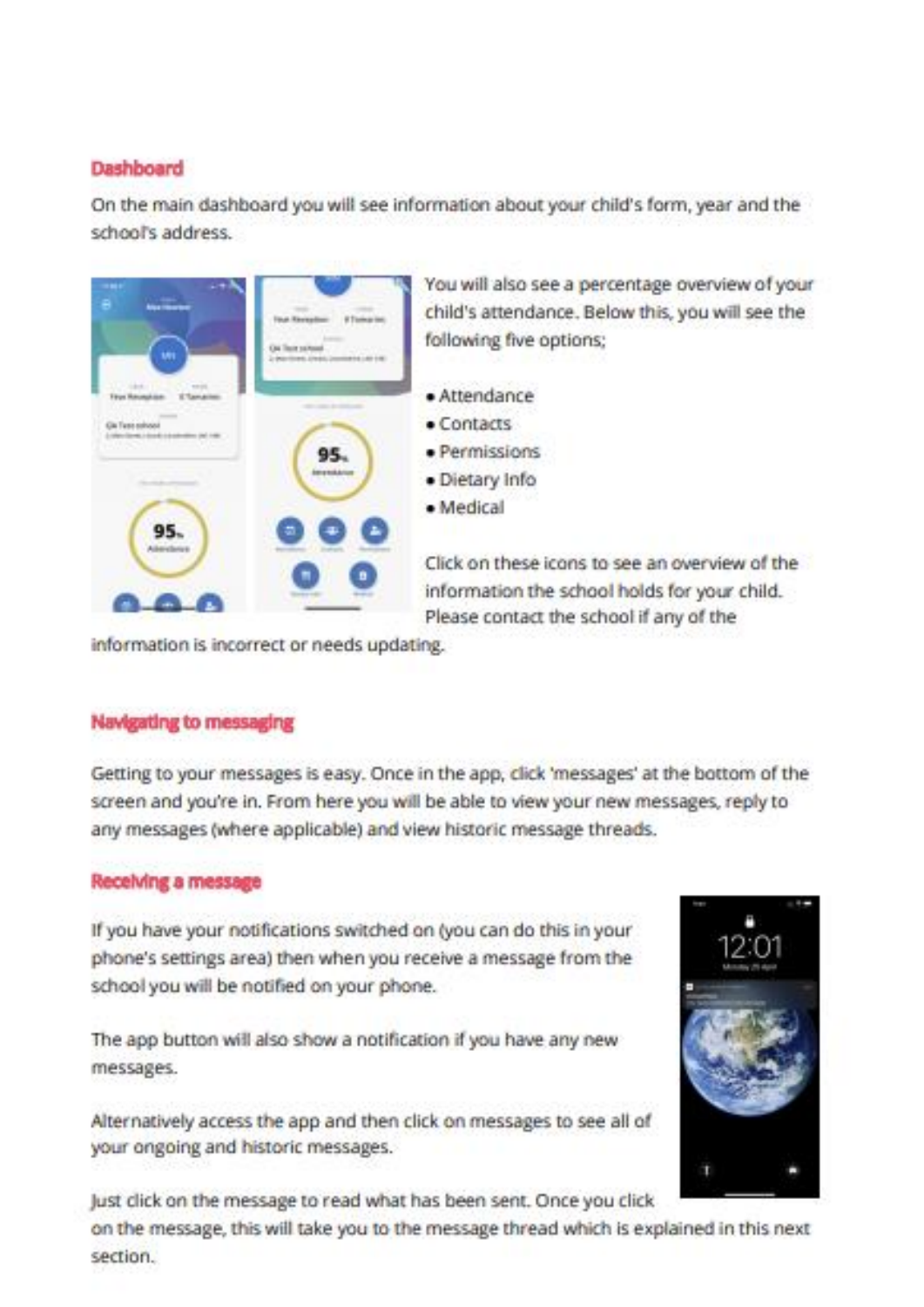## Dashboard

On the main dashboard you will see information about your child's form, year and the school's address.

You will also see a percentage overview of your child's attendance. Below this, you will see the following five options;

- Attendance
- Contacts
- Permissions
- Dietary Info
- Medical

Click on these icons to see an overview of the information the school holds for your child. Please contact the school if any of the information is incorrect or needs updating.

## Navigating to messaging

Getting to your messages is easy. Once in the app, click 'messages' at the bottom of the screen and you're in. From here you will be able to view your new messages, reply to any messages (where applicable) and view historic message threads.

## Receiving a message

If you have your notifications switched on (you can do this in your phone's settings area) then when you receive a message from the school you will be notified on your phone.

The app button will also show a notification if you have any new messages.

Alternatively access the app and then click on messages to see all of your ongoing and historic messages.

Just click on the message to read what has been sent. Once you click on the message, this will take you to the message thread which is explained in this next section.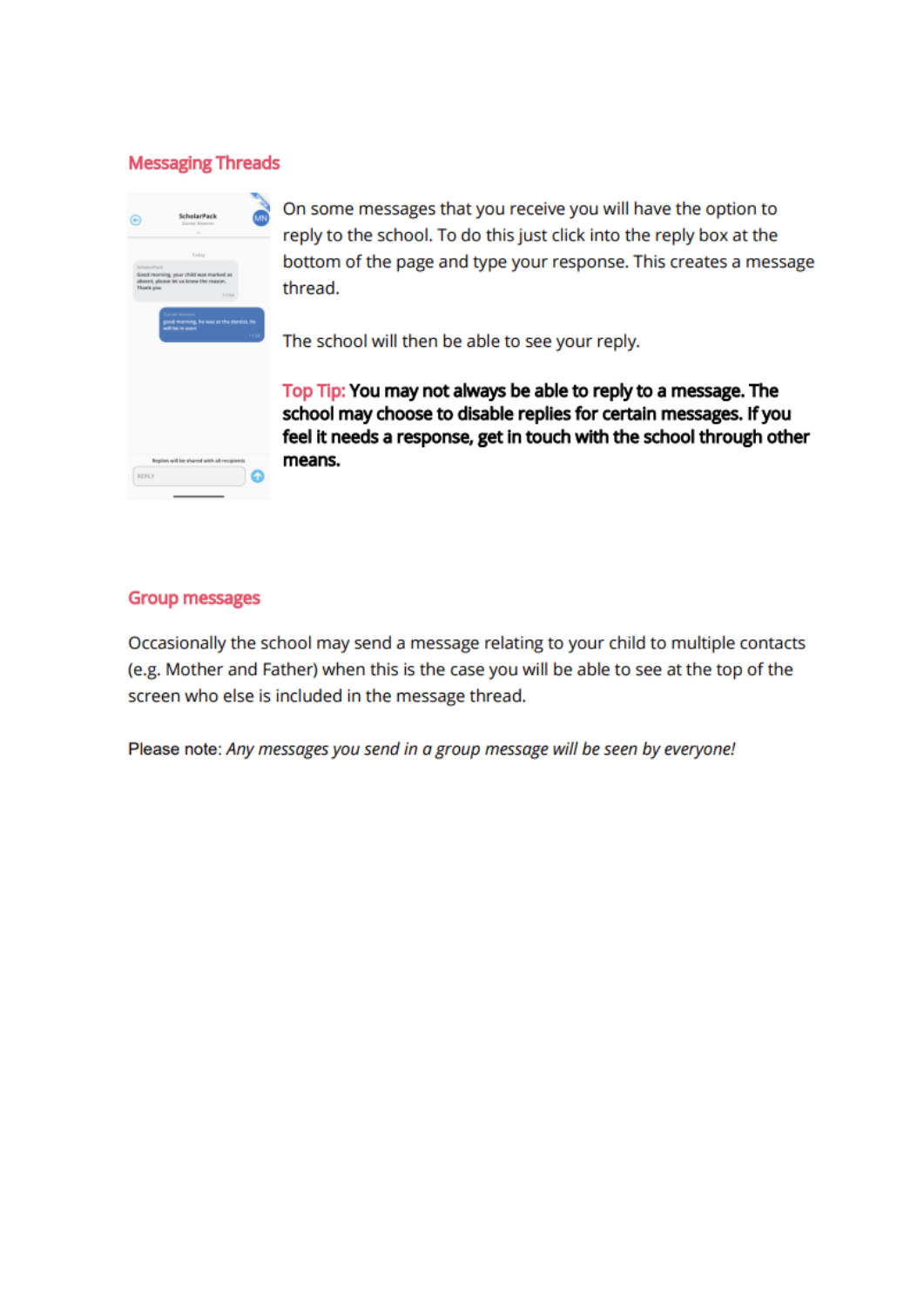## Messaging Threads

On some messages that you receive you will have the option to reply to the school. To do this just click into the reply box at the bottom of the page and type your response. This creates a message thread.

The school will then be able to see your reply.

Top Tip: **You may not always be able to reply to a message. The school may choose to disable replies for certain messages. If you feel it needs a response, get in touch with the school through other means.**

## Group messages

Occasionally the school may send a message relating to your child to multiple contacts (e.g. Mother and Father) when this is the case you will be able to see at the top of the screen who else is included in the message thread.

Please note: *Any messages you send in a group message will be seen by everyone!*